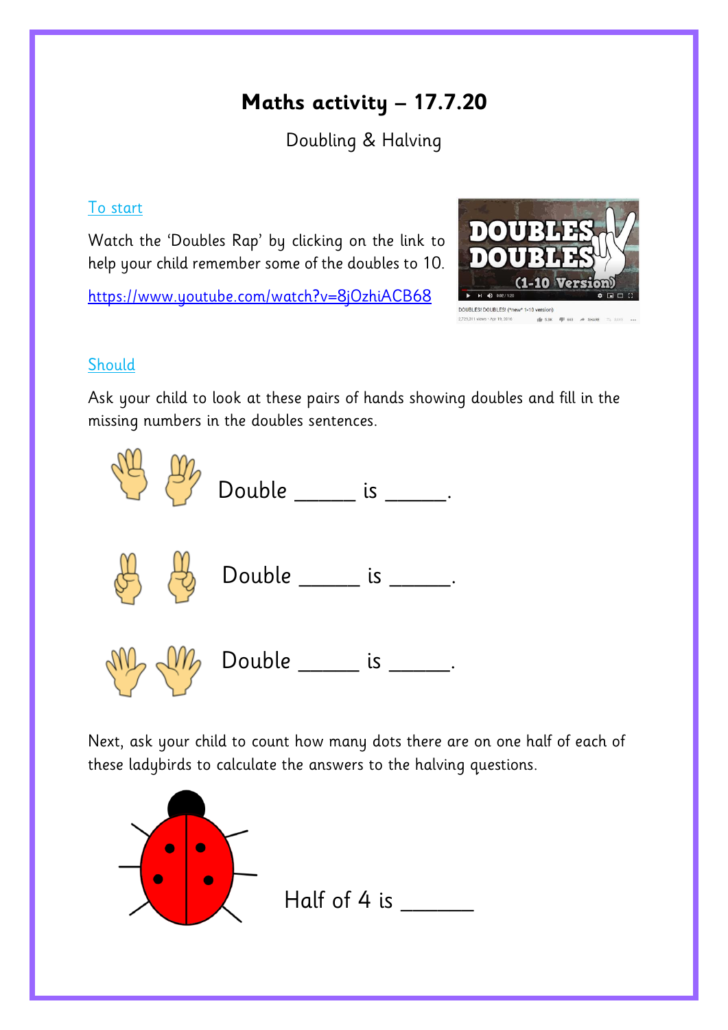# Maths activity – 17.7.20

Doubling & Halving

To start

Watch the 'Doubles Rap' by clicking on the link to help your child remember some of the doubles to 10.

https://www.youtube.com/watch?v=8jOzhiACB68

Should

Ask your child to look at these pairs of hands showing doubles and fill in the missing numbers in the doubles sentences.

Double _____ is _____.

Double _____ is _____.

Double _____ is _____.

Next, ask your child to count how many dots there are on one half of each of these ladybirds to calculate the answers to the halving questions.

Half of 4 is ______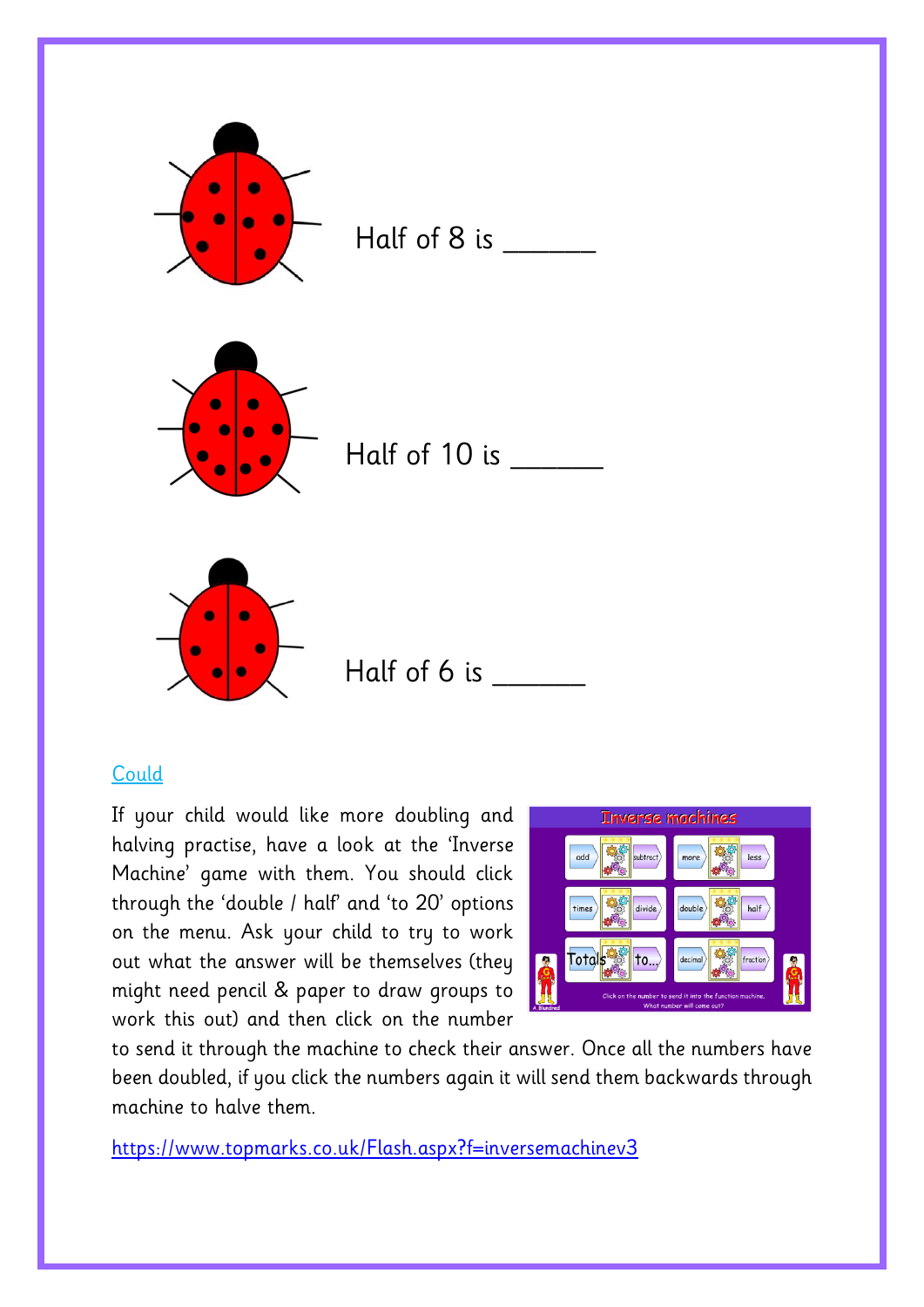Half of 8 is ______

Half of 10 is ______

Half of 6 is ______

Could

If your child would like more doubling and halving practise, have a look at the 'Inverse Machine' game with them. You should click through the 'double / half' and 'to 20' options on the menu. Ask your child to try to work out what the answer will be themselves (they might need pencil & paper to draw groups to work this out) and then click on the number to send it through the machine to check their answer. Once all the numbers have been doubled, if you click the numbers again it will send them backwards through machine to halve them.

https://www.topmarks.co.uk/Flash.aspx?f=inversemachinev3